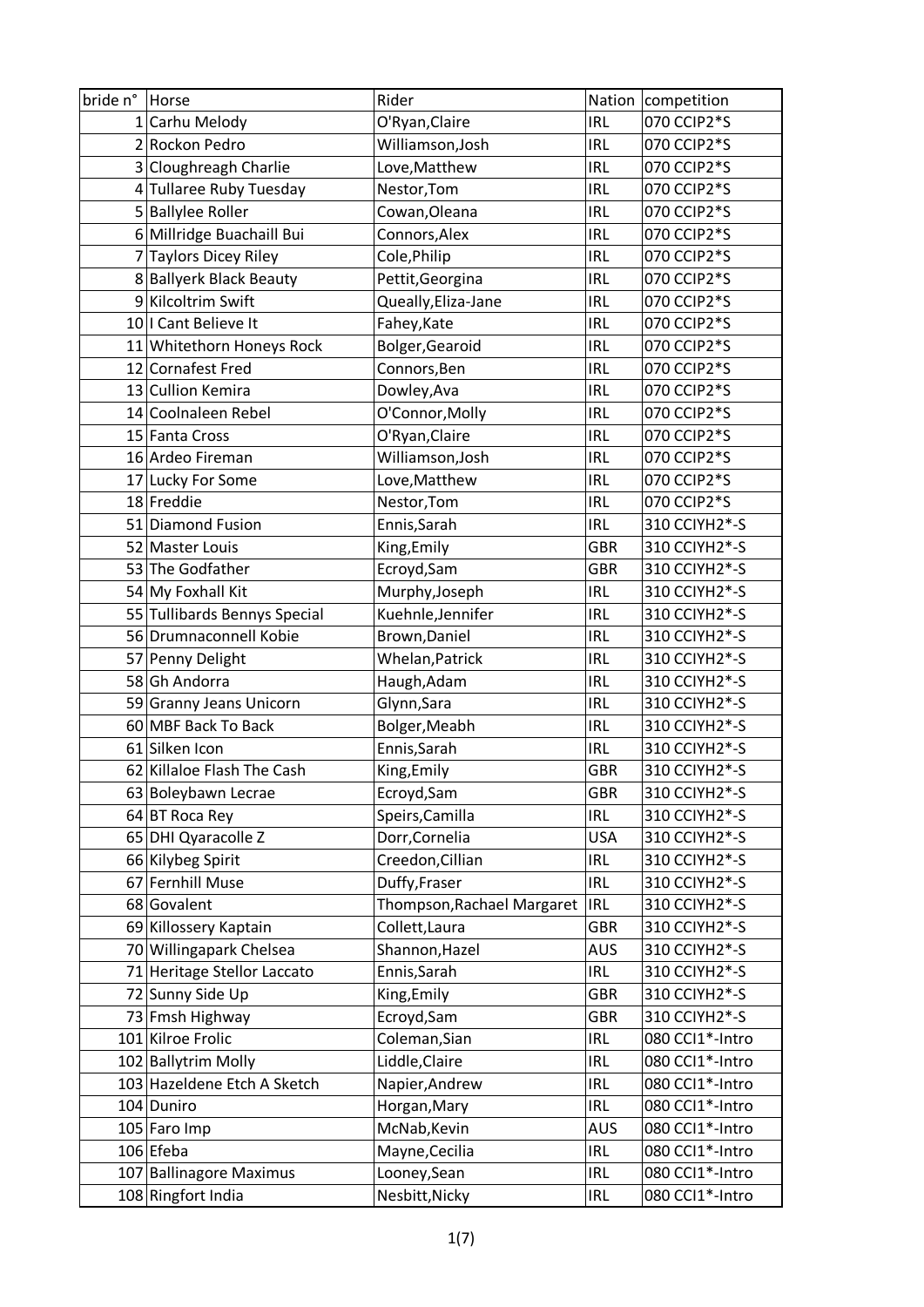| bride n° | Horse | Rider | Nation | competition |
|---|---|---|---|---|
| 1 | Carhu Melody | O'Ryan,Claire | IRL | 070 CCIP2*S |
| 2 | Rockon Pedro | Williamson,Josh | IRL | 070 CCIP2*S |
| 3 | Cloughreagh Charlie | Love,Matthew | IRL | 070 CCIP2*S |
| 4 | Tullaree Ruby Tuesday | Nestor,Tom | IRL | 070 CCIP2*S |
| 5 | Ballylee Roller | Cowan,Oleana | IRL | 070 CCIP2*S |
| 6 | Millridge Buachaill Bui | Connors,Alex | IRL | 070 CCIP2*S |
| 7 | Taylors Dicey Riley | Cole,Philip | IRL | 070 CCIP2*S |
| 8 | Ballyerk Black Beauty | Pettit,Georgina | IRL | 070 CCIP2*S |
| 9 | Kilcoltrim Swift | Queally,Eliza-Jane | IRL | 070 CCIP2*S |
| 10 | I Cant Believe It | Fahey,Kate | IRL | 070 CCIP2*S |
| 11 | Whitethorn Honeys Rock | Bolger,Gearoid | IRL | 070 CCIP2*S |
| 12 | Cornafest Fred | Connors,Ben | IRL | 070 CCIP2*S |
| 13 | Cullion Kemira | Dowley,Ava | IRL | 070 CCIP2*S |
| 14 | Coolnaleen Rebel | O'Connor,Molly | IRL | 070 CCIP2*S |
| 15 | Fanta Cross | O'Ryan,Claire | IRL | 070 CCIP2*S |
| 16 | Ardeo Fireman | Williamson,Josh | IRL | 070 CCIP2*S |
| 17 | Lucky For Some | Love,Matthew | IRL | 070 CCIP2*S |
| 18 | Freddie | Nestor,Tom | IRL | 070 CCIP2*S |
| 51 | Diamond Fusion | Ennis,Sarah | IRL | 310 CCIYH2*-S |
| 52 | Master Louis | King,Emily | GBR | 310 CCIYH2*-S |
| 53 | The Godfather | Ecroyd,Sam | GBR | 310 CCIYH2*-S |
| 54 | My Foxhall Kit | Murphy,Joseph | IRL | 310 CCIYH2*-S |
| 55 | Tullibards Bennys Special | Kuehnle,Jennifer | IRL | 310 CCIYH2*-S |
| 56 | Drumnaconnell Kobie | Brown,Daniel | IRL | 310 CCIYH2*-S |
| 57 | Penny Delight | Whelan,Patrick | IRL | 310 CCIYH2*-S |
| 58 | Gh Andorra | Haugh,Adam | IRL | 310 CCIYH2*-S |
| 59 | Granny Jeans Unicorn | Glynn,Sara | IRL | 310 CCIYH2*-S |
| 60 | MBF Back To Back | Bolger,Meabh | IRL | 310 CCIYH2*-S |
| 61 | Silken Icon | Ennis,Sarah | IRL | 310 CCIYH2*-S |
| 62 | Killaloe Flash The Cash | King,Emily | GBR | 310 CCIYH2*-S |
| 63 | Boleybawn Lecrae | Ecroyd,Sam | GBR | 310 CCIYH2*-S |
| 64 | BT Roca Rey | Speirs,Camilla | IRL | 310 CCIYH2*-S |
| 65 | DHI Qyaracolle Z | Dorr,Cornelia | USA | 310 CCIYH2*-S |
| 66 | Kilybeg Spirit | Creedon,Cillian | IRL | 310 CCIYH2*-S |
| 67 | Fernhill Muse | Duffy,Fraser | IRL | 310 CCIYH2*-S |
| 68 | Govalent | Thompson,Rachael Margaret | IRL | 310 CCIYH2*-S |
| 69 | Killossery Kaptain | Collett,Laura | GBR | 310 CCIYH2*-S |
| 70 | Willingapark Chelsea | Shannon,Hazel | AUS | 310 CCIYH2*-S |
| 71 | Heritage Stellor Laccato | Ennis,Sarah | IRL | 310 CCIYH2*-S |
| 72 | Sunny Side Up | King,Emily | GBR | 310 CCIYH2*-S |
| 73 | Fmsh Highway | Ecroyd,Sam | GBR | 310 CCIYH2*-S |
| 101 | Kilroe Frolic | Coleman,Sian | IRL | 080 CCI1*-Intro |
| 102 | Ballytrim Molly | Liddle,Claire | IRL | 080 CCI1*-Intro |
| 103 | Hazeldene Etch A Sketch | Napier,Andrew | IRL | 080 CCI1*-Intro |
| 104 | Duniro | Horgan,Mary | IRL | 080 CCI1*-Intro |
| 105 | Faro Imp | McNab,Kevin | AUS | 080 CCI1*-Intro |
| 106 | Efeba | Mayne,Cecilia | IRL | 080 CCI1*-Intro |
| 107 | Ballinagore Maximus | Looney,Sean | IRL | 080 CCI1*-Intro |
| 108 | Ringfort India | Nesbitt,Nicky | IRL | 080 CCI1*-Intro |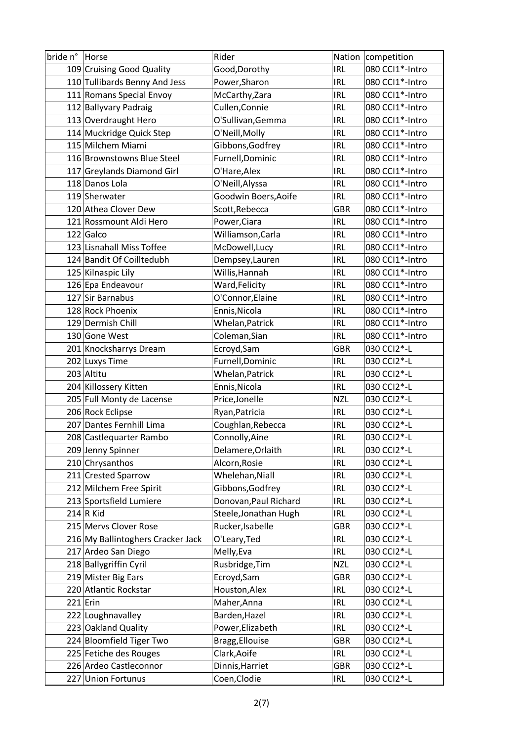| bride n° | Horse | Rider | Nation | competition |
|---|---|---|---|---|
| 109 | Cruising Good Quality | Good,Dorothy | IRL | 080 CCI1*-Intro |
| 110 | Tullibards Benny And Jess | Power,Sharon | IRL | 080 CCI1*-Intro |
| 111 | Romans Special Envoy | McCarthy,Zara | IRL | 080 CCI1*-Intro |
| 112 | Ballyvary Padraig | Cullen,Connie | IRL | 080 CCI1*-Intro |
| 113 | Overdraught Hero | O'Sullivan,Gemma | IRL | 080 CCI1*-Intro |
| 114 | Muckridge Quick Step | O'Neill,Molly | IRL | 080 CCI1*-Intro |
| 115 | Milchem Miami | Gibbons,Godfrey | IRL | 080 CCI1*-Intro |
| 116 | Brownstowns Blue Steel | Furnell,Dominic | IRL | 080 CCI1*-Intro |
| 117 | Greylands Diamond Girl | O'Hare,Alex | IRL | 080 CCI1*-Intro |
| 118 | Danos Lola | O'Neill,Alyssa | IRL | 080 CCI1*-Intro |
| 119 | Sherwater | Goodwin Boers,Aoife | IRL | 080 CCI1*-Intro |
| 120 | Athea Clover Dew | Scott,Rebecca | GBR | 080 CCI1*-Intro |
| 121 | Rossmount Aldi Hero | Power,Ciara | IRL | 080 CCI1*-Intro |
| 122 | Galco | Williamson,Carla | IRL | 080 CCI1*-Intro |
| 123 | Lisnahall Miss Toffee | McDowell,Lucy | IRL | 080 CCI1*-Intro |
| 124 | Bandit Of Coilltedubh | Dempsey,Lauren | IRL | 080 CCI1*-Intro |
| 125 | Kilnaspic Lily | Willis,Hannah | IRL | 080 CCI1*-Intro |
| 126 | Epa Endeavour | Ward,Felicity | IRL | 080 CCI1*-Intro |
| 127 | Sir Barnabus | O'Connor,Elaine | IRL | 080 CCI1*-Intro |
| 128 | Rock Phoenix | Ennis,Nicola | IRL | 080 CCI1*-Intro |
| 129 | Dermish Chill | Whelan,Patrick | IRL | 080 CCI1*-Intro |
| 130 | Gone West | Coleman,Sian | IRL | 080 CCI1*-Intro |
| 201 | Knocksharrys Dream | Ecroyd,Sam | GBR | 030 CCI2*-L |
| 202 | Luxys Time | Furnell,Dominic | IRL | 030 CCI2*-L |
| 203 | Altitu | Whelan,Patrick | IRL | 030 CCI2*-L |
| 204 | Killossery Kitten | Ennis,Nicola | IRL | 030 CCI2*-L |
| 205 | Full Monty de Lacense | Price,Jonelle | NZL | 030 CCI2*-L |
| 206 | Rock Eclipse | Ryan,Patricia | IRL | 030 CCI2*-L |
| 207 | Dantes Fernhill Lima | Coughlan,Rebecca | IRL | 030 CCI2*-L |
| 208 | Castlequarter Rambo | Connolly,Aine | IRL | 030 CCI2*-L |
| 209 | Jenny Spinner | Delamere,Orlaith | IRL | 030 CCI2*-L |
| 210 | Chrysanthos | Alcorn,Rosie | IRL | 030 CCI2*-L |
| 211 | Crested Sparrow | Whelehan,Niall | IRL | 030 CCI2*-L |
| 212 | Milchem Free Spirit | Gibbons,Godfrey | IRL | 030 CCI2*-L |
| 213 | Sportsfield Lumiere | Donovan,Paul Richard | IRL | 030 CCI2*-L |
| 214 | R Kid | Steele,Jonathan Hugh | IRL | 030 CCI2*-L |
| 215 | Mervs Clover Rose | Rucker,Isabelle | GBR | 030 CCI2*-L |
| 216 | My Ballintoghers Cracker Jack | O'Leary,Ted | IRL | 030 CCI2*-L |
| 217 | Ardeo San Diego | Melly,Eva | IRL | 030 CCI2*-L |
| 218 | Ballygriffin Cyril | Rusbridge,Tim | NZL | 030 CCI2*-L |
| 219 | Mister Big Ears | Ecroyd,Sam | GBR | 030 CCI2*-L |
| 220 | Atlantic Rockstar | Houston,Alex | IRL | 030 CCI2*-L |
| 221 | Erin | Maher,Anna | IRL | 030 CCI2*-L |
| 222 | Loughnavalley | Barden,Hazel | IRL | 030 CCI2*-L |
| 223 | Oakland Quality | Power,Elizabeth | IRL | 030 CCI2*-L |
| 224 | Bloomfield Tiger Two | Bragg,Ellouise | GBR | 030 CCI2*-L |
| 225 | Fetiche des Rouges | Clark,Aoife | IRL | 030 CCI2*-L |
| 226 | Ardeo Castleconnor | Dinnis,Harriet | GBR | 030 CCI2*-L |
| 227 | Union Fortunus | Coen,Clodie | IRL | 030 CCI2*-L |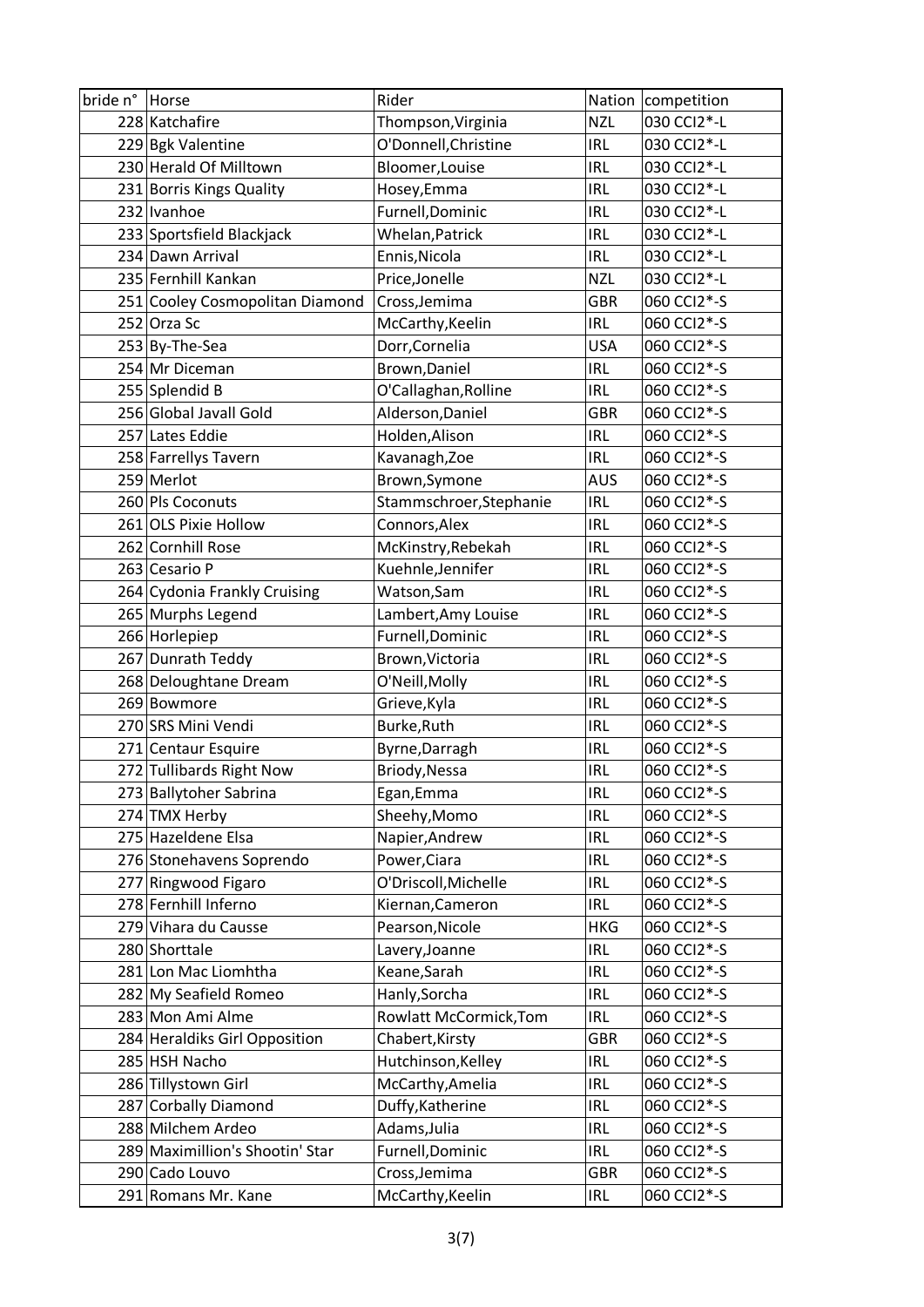| bride n° | Horse | Rider | Nation | competition |
|---|---|---|---|---|
| 228 | Katchafire | Thompson,Virginia | NZL | 030 CCI2*-L |
| 229 | Bgk Valentine | O'Donnell,Christine | IRL | 030 CCI2*-L |
| 230 | Herald Of Milltown | Bloomer,Louise | IRL | 030 CCI2*-L |
| 231 | Borris Kings Quality | Hosey,Emma | IRL | 030 CCI2*-L |
| 232 | Ivanhoe | Furnell,Dominic | IRL | 030 CCI2*-L |
| 233 | Sportsfield Blackjack | Whelan,Patrick | IRL | 030 CCI2*-L |
| 234 | Dawn Arrival | Ennis,Nicola | IRL | 030 CCI2*-L |
| 235 | Fernhill Kankan | Price,Jonelle | NZL | 030 CCI2*-L |
| 251 | Cooley Cosmopolitan Diamond | Cross,Jemima | GBR | 060 CCI2*-S |
| 252 | Orza Sc | McCarthy,Keelin | IRL | 060 CCI2*-S |
| 253 | By-The-Sea | Dorr,Cornelia | USA | 060 CCI2*-S |
| 254 | Mr Diceman | Brown,Daniel | IRL | 060 CCI2*-S |
| 255 | Splendid B | O'Callaghan,Rolline | IRL | 060 CCI2*-S |
| 256 | Global Javall Gold | Alderson,Daniel | GBR | 060 CCI2*-S |
| 257 | Lates Eddie | Holden,Alison | IRL | 060 CCI2*-S |
| 258 | Farrellys Tavern | Kavanagh,Zoe | IRL | 060 CCI2*-S |
| 259 | Merlot | Brown,Symone | AUS | 060 CCI2*-S |
| 260 | Pls Coconuts | Stammschroer,Stephanie | IRL | 060 CCI2*-S |
| 261 | OLS Pixie Hollow | Connors,Alex | IRL | 060 CCI2*-S |
| 262 | Cornhill Rose | McKinstry,Rebekah | IRL | 060 CCI2*-S |
| 263 | Cesario P | Kuehnle,Jennifer | IRL | 060 CCI2*-S |
| 264 | Cydonia Frankly Cruising | Watson,Sam | IRL | 060 CCI2*-S |
| 265 | Murphs Legend | Lambert,Amy Louise | IRL | 060 CCI2*-S |
| 266 | Horlepiep | Furnell,Dominic | IRL | 060 CCI2*-S |
| 267 | Dunrath Teddy | Brown,Victoria | IRL | 060 CCI2*-S |
| 268 | Deloughtane Dream | O'Neill,Molly | IRL | 060 CCI2*-S |
| 269 | Bowmore | Grieve,Kyla | IRL | 060 CCI2*-S |
| 270 | SRS Mini Vendi | Burke,Ruth | IRL | 060 CCI2*-S |
| 271 | Centaur Esquire | Byrne,Darragh | IRL | 060 CCI2*-S |
| 272 | Tullibards Right Now | Briody,Nessa | IRL | 060 CCI2*-S |
| 273 | Ballytoher Sabrina | Egan,Emma | IRL | 060 CCI2*-S |
| 274 | TMX Herby | Sheehy,Momo | IRL | 060 CCI2*-S |
| 275 | Hazeldene Elsa | Napier,Andrew | IRL | 060 CCI2*-S |
| 276 | Stonehavens Soprendo | Power,Ciara | IRL | 060 CCI2*-S |
| 277 | Ringwood Figaro | O'Driscoll,Michelle | IRL | 060 CCI2*-S |
| 278 | Fernhill Inferno | Kiernan,Cameron | IRL | 060 CCI2*-S |
| 279 | Vihara du Causse | Pearson,Nicole | HKG | 060 CCI2*-S |
| 280 | Shorttale | Lavery,Joanne | IRL | 060 CCI2*-S |
| 281 | Lon Mac Liomhtha | Keane,Sarah | IRL | 060 CCI2*-S |
| 282 | My Seafield Romeo | Hanly,Sorcha | IRL | 060 CCI2*-S |
| 283 | Mon Ami Alme | Rowlatt McCormick,Tom | IRL | 060 CCI2*-S |
| 284 | Heraldiks Girl Opposition | Chabert,Kirsty | GBR | 060 CCI2*-S |
| 285 | HSH Nacho | Hutchinson,Kelley | IRL | 060 CCI2*-S |
| 286 | Tillystown Girl | McCarthy,Amelia | IRL | 060 CCI2*-S |
| 287 | Corbally Diamond | Duffy,Katherine | IRL | 060 CCI2*-S |
| 288 | Milchem Ardeo | Adams,Julia | IRL | 060 CCI2*-S |
| 289 | Maximillion's Shootin' Star | Furnell,Dominic | IRL | 060 CCI2*-S |
| 290 | Cado Louvo | Cross,Jemima | GBR | 060 CCI2*-S |
| 291 | Romans Mr. Kane | McCarthy,Keelin | IRL | 060 CCI2*-S |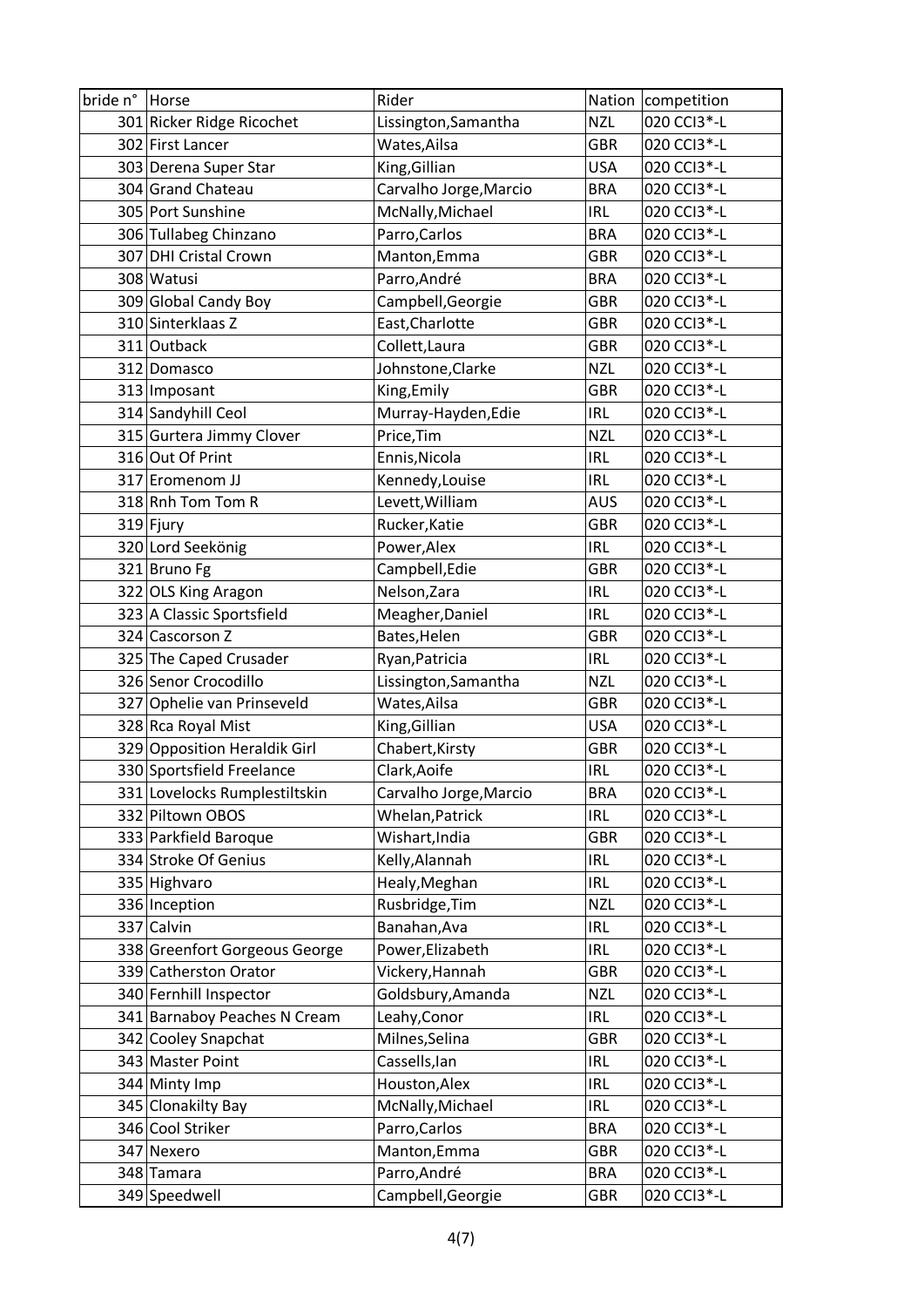| bride n° | Horse | Rider | Nation | competition |
|---|---|---|---|---|
| 301 | Ricker Ridge Ricochet | Lissington,Samantha | NZL | 020 CCI3*-L |
| 302 | First Lancer | Wates,Ailsa | GBR | 020 CCI3*-L |
| 303 | Derena Super Star | King,Gillian | USA | 020 CCI3*-L |
| 304 | Grand Chateau | Carvalho Jorge,Marcio | BRA | 020 CCI3*-L |
| 305 | Port Sunshine | McNally,Michael | IRL | 020 CCI3*-L |
| 306 | Tullabeg Chinzano | Parro,Carlos | BRA | 020 CCI3*-L |
| 307 | DHI Cristal Crown | Manton,Emma | GBR | 020 CCI3*-L |
| 308 | Watusi | Parro,André | BRA | 020 CCI3*-L |
| 309 | Global Candy Boy | Campbell,Georgie | GBR | 020 CCI3*-L |
| 310 | Sinterklaas Z | East,Charlotte | GBR | 020 CCI3*-L |
| 311 | Outback | Collett,Laura | GBR | 020 CCI3*-L |
| 312 | Domasco | Johnstone,Clarke | NZL | 020 CCI3*-L |
| 313 | Imposant | King,Emily | GBR | 020 CCI3*-L |
| 314 | Sandyhill Ceol | Murray-Hayden,Edie | IRL | 020 CCI3*-L |
| 315 | Gurtera Jimmy Clover | Price,Tim | NZL | 020 CCI3*-L |
| 316 | Out Of Print | Ennis,Nicola | IRL | 020 CCI3*-L |
| 317 | Eromenom JJ | Kennedy,Louise | IRL | 020 CCI3*-L |
| 318 | Rnh Tom Tom R | Levett,William | AUS | 020 CCI3*-L |
| 319 | Fjury | Rucker,Katie | GBR | 020 CCI3*-L |
| 320 | Lord Seekönig | Power,Alex | IRL | 020 CCI3*-L |
| 321 | Bruno Fg | Campbell,Edie | GBR | 020 CCI3*-L |
| 322 | OLS King Aragon | Nelson,Zara | IRL | 020 CCI3*-L |
| 323 | A Classic Sportsfield | Meagher,Daniel | IRL | 020 CCI3*-L |
| 324 | Cascorson Z | Bates,Helen | GBR | 020 CCI3*-L |
| 325 | The Caped Crusader | Ryan,Patricia | IRL | 020 CCI3*-L |
| 326 | Senor Crocodillo | Lissington,Samantha | NZL | 020 CCI3*-L |
| 327 | Ophelie van Prinseveld | Wates,Ailsa | GBR | 020 CCI3*-L |
| 328 | Rca Royal Mist | King,Gillian | USA | 020 CCI3*-L |
| 329 | Opposition Heraldik Girl | Chabert,Kirsty | GBR | 020 CCI3*-L |
| 330 | Sportsfield Freelance | Clark,Aoife | IRL | 020 CCI3*-L |
| 331 | Lovelocks Rumplestiltskin | Carvalho Jorge,Marcio | BRA | 020 CCI3*-L |
| 332 | Piltown OBOS | Whelan,Patrick | IRL | 020 CCI3*-L |
| 333 | Parkfield Baroque | Wishart,India | GBR | 020 CCI3*-L |
| 334 | Stroke Of Genius | Kelly,Alannah | IRL | 020 CCI3*-L |
| 335 | Highvaro | Healy,Meghan | IRL | 020 CCI3*-L |
| 336 | Inception | Rusbridge,Tim | NZL | 020 CCI3*-L |
| 337 | Calvin | Banahan,Ava | IRL | 020 CCI3*-L |
| 338 | Greenfort Gorgeous George | Power,Elizabeth | IRL | 020 CCI3*-L |
| 339 | Catherston Orator | Vickery,Hannah | GBR | 020 CCI3*-L |
| 340 | Fernhill Inspector | Goldsbury,Amanda | NZL | 020 CCI3*-L |
| 341 | Barnaboy Peaches N Cream | Leahy,Conor | IRL | 020 CCI3*-L |
| 342 | Cooley Snapchat | Milnes,Selina | GBR | 020 CCI3*-L |
| 343 | Master Point | Cassells,Ian | IRL | 020 CCI3*-L |
| 344 | Minty Imp | Houston,Alex | IRL | 020 CCI3*-L |
| 345 | Clonakilty Bay | McNally,Michael | IRL | 020 CCI3*-L |
| 346 | Cool Striker | Parro,Carlos | BRA | 020 CCI3*-L |
| 347 | Nexero | Manton,Emma | GBR | 020 CCI3*-L |
| 348 | Tamara | Parro,André | BRA | 020 CCI3*-L |
| 349 | Speedwell | Campbell,Georgie | GBR | 020 CCI3*-L |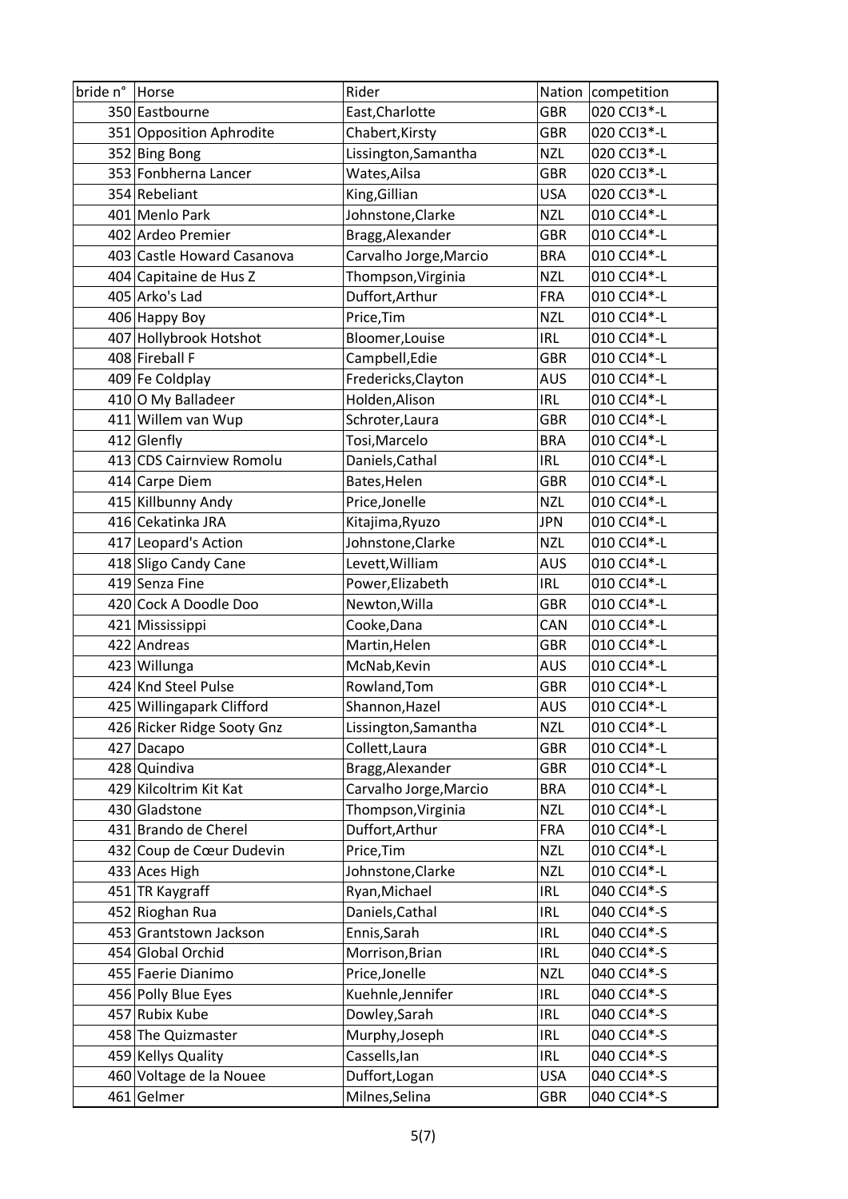| bride n° | Horse | Rider | Nation | competition |
|---|---|---|---|---|
| 350 | Eastbourne | East,Charlotte | GBR | 020 CCI3*-L |
| 351 | Opposition Aphrodite | Chabert,Kirsty | GBR | 020 CCI3*-L |
| 352 | Bing Bong | Lissington,Samantha | NZL | 020 CCI3*-L |
| 353 | Fonbherna Lancer | Wates,Ailsa | GBR | 020 CCI3*-L |
| 354 | Rebeliant | King,Gillian | USA | 020 CCI3*-L |
| 401 | Menlo Park | Johnstone,Clarke | NZL | 010 CCI4*-L |
| 402 | Ardeo Premier | Bragg,Alexander | GBR | 010 CCI4*-L |
| 403 | Castle Howard Casanova | Carvalho Jorge,Marcio | BRA | 010 CCI4*-L |
| 404 | Capitaine de Hus Z | Thompson,Virginia | NZL | 010 CCI4*-L |
| 405 | Arko's Lad | Duffort,Arthur | FRA | 010 CCI4*-L |
| 406 | Happy Boy | Price,Tim | NZL | 010 CCI4*-L |
| 407 | Hollybrook Hotshot | Bloomer,Louise | IRL | 010 CCI4*-L |
| 408 | Fireball F | Campbell,Edie | GBR | 010 CCI4*-L |
| 409 | Fe Coldplay | Fredericks,Clayton | AUS | 010 CCI4*-L |
| 410 | O My Balladeer | Holden,Alison | IRL | 010 CCI4*-L |
| 411 | Willem van Wup | Schroter,Laura | GBR | 010 CCI4*-L |
| 412 | Glenfly | Tosi,Marcelo | BRA | 010 CCI4*-L |
| 413 | CDS Cairnview Romolu | Daniels,Cathal | IRL | 010 CCI4*-L |
| 414 | Carpe Diem | Bates,Helen | GBR | 010 CCI4*-L |
| 415 | Killbunny Andy | Price,Jonelle | NZL | 010 CCI4*-L |
| 416 | Cekatinka JRA | Kitajima,Ryuzo | JPN | 010 CCI4*-L |
| 417 | Leopard's Action | Johnstone,Clarke | NZL | 010 CCI4*-L |
| 418 | Sligo Candy Cane | Levett,William | AUS | 010 CCI4*-L |
| 419 | Senza Fine | Power,Elizabeth | IRL | 010 CCI4*-L |
| 420 | Cock A Doodle Doo | Newton,Willa | GBR | 010 CCI4*-L |
| 421 | Mississippi | Cooke,Dana | CAN | 010 CCI4*-L |
| 422 | Andreas | Martin,Helen | GBR | 010 CCI4*-L |
| 423 | Willunga | McNab,Kevin | AUS | 010 CCI4*-L |
| 424 | Knd Steel Pulse | Rowland,Tom | GBR | 010 CCI4*-L |
| 425 | Willingapark Clifford | Shannon,Hazel | AUS | 010 CCI4*-L |
| 426 | Ricker Ridge Sooty Gnz | Lissington,Samantha | NZL | 010 CCI4*-L |
| 427 | Dacapo | Collett,Laura | GBR | 010 CCI4*-L |
| 428 | Quindiva | Bragg,Alexander | GBR | 010 CCI4*-L |
| 429 | Kilcoltrim Kit Kat | Carvalho Jorge,Marcio | BRA | 010 CCI4*-L |
| 430 | Gladstone | Thompson,Virginia | NZL | 010 CCI4*-L |
| 431 | Brando de Cherel | Duffort,Arthur | FRA | 010 CCI4*-L |
| 432 | Coup de Cœur Dudevin | Price,Tim | NZL | 010 CCI4*-L |
| 433 | Aces High | Johnstone,Clarke | NZL | 010 CCI4*-L |
| 451 | TR Kaygraff | Ryan,Michael | IRL | 040 CCI4*-S |
| 452 | Rioghan Rua | Daniels,Cathal | IRL | 040 CCI4*-S |
| 453 | Grantstown Jackson | Ennis,Sarah | IRL | 040 CCI4*-S |
| 454 | Global Orchid | Morrison,Brian | IRL | 040 CCI4*-S |
| 455 | Faerie Dianimo | Price,Jonelle | NZL | 040 CCI4*-S |
| 456 | Polly Blue Eyes | Kuehnle,Jennifer | IRL | 040 CCI4*-S |
| 457 | Rubix Kube | Dowley,Sarah | IRL | 040 CCI4*-S |
| 458 | The Quizmaster | Murphy,Joseph | IRL | 040 CCI4*-S |
| 459 | Kellys Quality | Cassells,Ian | IRL | 040 CCI4*-S |
| 460 | Voltage de la Nouee | Duffort,Logan | USA | 040 CCI4*-S |
| 461 | Gelmer | Milnes,Selina | GBR | 040 CCI4*-S |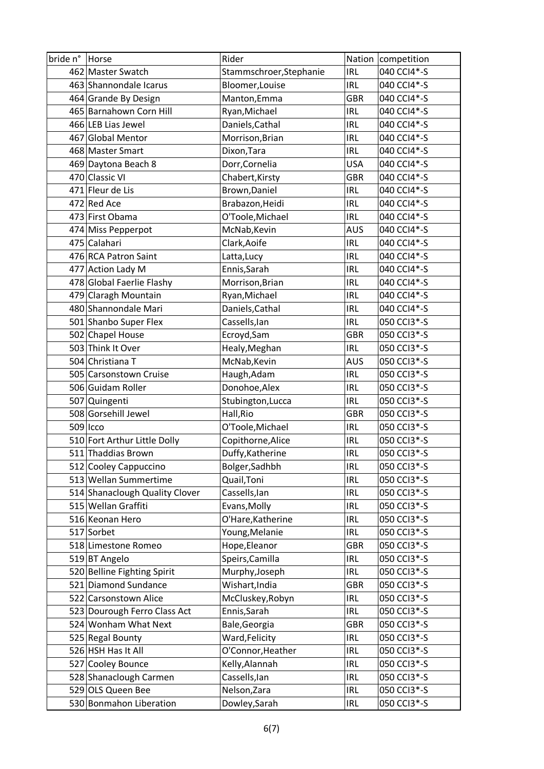| bride n° | Horse | Rider | Nation | competition |
|---|---|---|---|---|
| 462 | Master Swatch | Stammschroer,Stephanie | IRL | 040 CCI4*-S |
| 463 | Shannondale Icarus | Bloomer,Louise | IRL | 040 CCI4*-S |
| 464 | Grande By Design | Manton,Emma | GBR | 040 CCI4*-S |
| 465 | Barnahown Corn Hill | Ryan,Michael | IRL | 040 CCI4*-S |
| 466 | LEB Lias Jewel | Daniels,Cathal | IRL | 040 CCI4*-S |
| 467 | Global Mentor | Morrison,Brian | IRL | 040 CCI4*-S |
| 468 | Master Smart | Dixon,Tara | IRL | 040 CCI4*-S |
| 469 | Daytona Beach 8 | Dorr,Cornelia | USA | 040 CCI4*-S |
| 470 | Classic VI | Chabert,Kirsty | GBR | 040 CCI4*-S |
| 471 | Fleur de Lis | Brown,Daniel | IRL | 040 CCI4*-S |
| 472 | Red Ace | Brabazon,Heidi | IRL | 040 CCI4*-S |
| 473 | First Obama | O'Toole,Michael | IRL | 040 CCI4*-S |
| 474 | Miss Pepperpot | McNab,Kevin | AUS | 040 CCI4*-S |
| 475 | Calahari | Clark,Aoife | IRL | 040 CCI4*-S |
| 476 | RCA Patron Saint | Latta,Lucy | IRL | 040 CCI4*-S |
| 477 | Action Lady M | Ennis,Sarah | IRL | 040 CCI4*-S |
| 478 | Global Faerlie Flashy | Morrison,Brian | IRL | 040 CCI4*-S |
| 479 | Claragh Mountain | Ryan,Michael | IRL | 040 CCI4*-S |
| 480 | Shannondale Mari | Daniels,Cathal | IRL | 040 CCI4*-S |
| 501 | Shanbo Super Flex | Cassells,Ian | IRL | 050 CCI3*-S |
| 502 | Chapel House | Ecroyd,Sam | GBR | 050 CCI3*-S |
| 503 | Think It Over | Healy,Meghan | IRL | 050 CCI3*-S |
| 504 | Christiana T | McNab,Kevin | AUS | 050 CCI3*-S |
| 505 | Carsonstown Cruise | Haugh,Adam | IRL | 050 CCI3*-S |
| 506 | Guidam Roller | Donohoe,Alex | IRL | 050 CCI3*-S |
| 507 | Quingenti | Stubington,Lucca | IRL | 050 CCI3*-S |
| 508 | Gorsehill Jewel | Hall,Rio | GBR | 050 CCI3*-S |
| 509 | Icco | O'Toole,Michael | IRL | 050 CCI3*-S |
| 510 | Fort Arthur Little Dolly | Copithorne,Alice | IRL | 050 CCI3*-S |
| 511 | Thaddias Brown | Duffy,Katherine | IRL | 050 CCI3*-S |
| 512 | Cooley Cappuccino | Bolger,Sadhbh | IRL | 050 CCI3*-S |
| 513 | Wellan Summertime | Quail,Toni | IRL | 050 CCI3*-S |
| 514 | Shanaclough Quality Clover | Cassells,Ian | IRL | 050 CCI3*-S |
| 515 | Wellan Graffiti | Evans,Molly | IRL | 050 CCI3*-S |
| 516 | Keonan Hero | O'Hare,Katherine | IRL | 050 CCI3*-S |
| 517 | Sorbet | Young,Melanie | IRL | 050 CCI3*-S |
| 518 | Limestone Romeo | Hope,Eleanor | GBR | 050 CCI3*-S |
| 519 | BT Angelo | Speirs,Camilla | IRL | 050 CCI3*-S |
| 520 | Belline Fighting Spirit | Murphy,Joseph | IRL | 050 CCI3*-S |
| 521 | Diamond Sundance | Wishart,India | GBR | 050 CCI3*-S |
| 522 | Carsonstown Alice | McCluskey,Robyn | IRL | 050 CCI3*-S |
| 523 | Dourough Ferro Class Act | Ennis,Sarah | IRL | 050 CCI3*-S |
| 524 | Wonham What Next | Bale,Georgia | GBR | 050 CCI3*-S |
| 525 | Regal Bounty | Ward,Felicity | IRL | 050 CCI3*-S |
| 526 | HSH Has It All | O'Connor,Heather | IRL | 050 CCI3*-S |
| 527 | Cooley Bounce | Kelly,Alannah | IRL | 050 CCI3*-S |
| 528 | Shanaclough Carmen | Cassells,Ian | IRL | 050 CCI3*-S |
| 529 | OLS Queen Bee | Nelson,Zara | IRL | 050 CCI3*-S |
| 530 | Bonmahon Liberation | Dowley,Sarah | IRL | 050 CCI3*-S |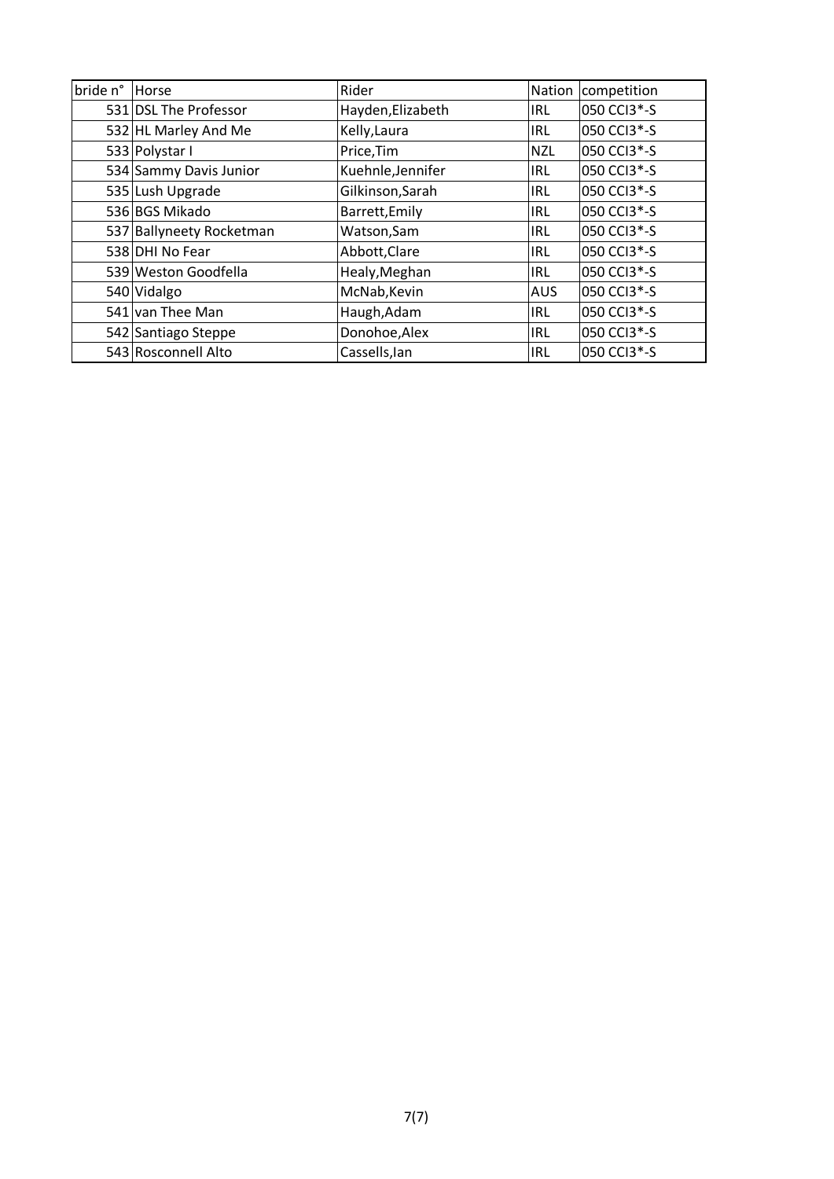| bride n° | Horse | Rider | Nation | competition |
|---|---|---|---|---|
| 531 | DSL The Professor | Hayden,Elizabeth | IRL | 050 CCI3*-S |
| 532 | HL Marley And Me | Kelly,Laura | IRL | 050 CCI3*-S |
| 533 | Polystar I | Price,Tim | NZL | 050 CCI3*-S |
| 534 | Sammy Davis Junior | Kuehnle,Jennifer | IRL | 050 CCI3*-S |
| 535 | Lush Upgrade | Gilkinson,Sarah | IRL | 050 CCI3*-S |
| 536 | BGS Mikado | Barrett,Emily | IRL | 050 CCI3*-S |
| 537 | Ballyneety Rocketman | Watson,Sam | IRL | 050 CCI3*-S |
| 538 | DHI No Fear | Abbott,Clare | IRL | 050 CCI3*-S |
| 539 | Weston Goodfella | Healy,Meghan | IRL | 050 CCI3*-S |
| 540 | Vidalgo | McNab,Kevin | AUS | 050 CCI3*-S |
| 541 | van Thee Man | Haugh,Adam | IRL | 050 CCI3*-S |
| 542 | Santiago Steppe | Donohoe,Alex | IRL | 050 CCI3*-S |
| 543 | Rosconnell Alto | Cassells,Ian | IRL | 050 CCI3*-S |